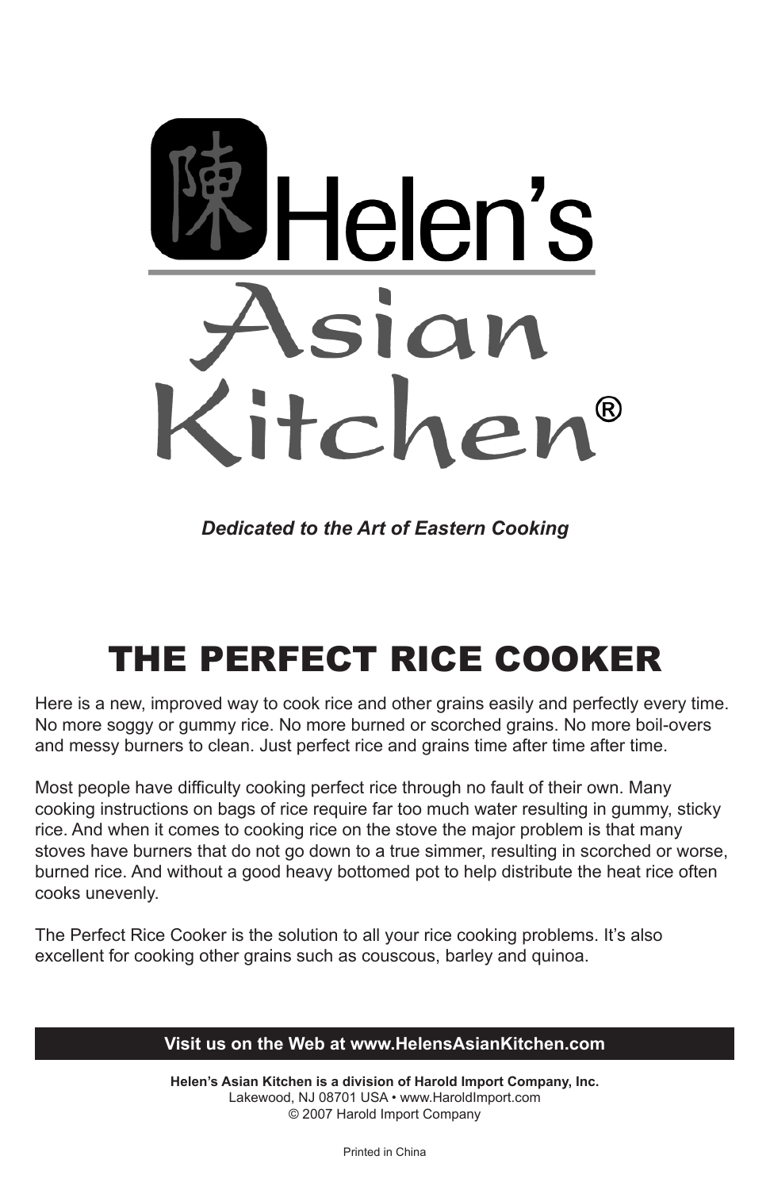陳 Helen's

Asian Kitchen®

*Dedicated to the Art of Eastern Cooking*

# THE PERFECT RICE COOKER

Here is a new, improved way to cook rice and other grains easily and perfectly every time. No more soggy or gummy rice. No more burned or scorched grains. No more boil-overs and messy burners to clean. Just perfect rice and grains time after time after time.

Most people have difficulty cooking perfect rice through no fault of their own. Many cooking instructions on bags of rice require far too much water resulting in gummy, sticky rice. And when it comes to cooking rice on the stove the major problem is that many stoves have burners that do not go down to a true simmer, resulting in scorched or worse, burned rice. And without a good heavy bottomed pot to help distribute the heat rice often cooks unevenly.

The Perfect Rice Cooker is the solution to all your rice cooking problems. It's also excellent for cooking other grains such as couscous, barley and quinoa.

**Visit us on the Web at www.HelensAsianKitchen.com**

**Helen's Asian Kitchen is a division of Harold Import Company, Inc.**
Lakewood, NJ 08701 USA • www.HaroldImport.com
© 2007 Harold Import Company

Printed in China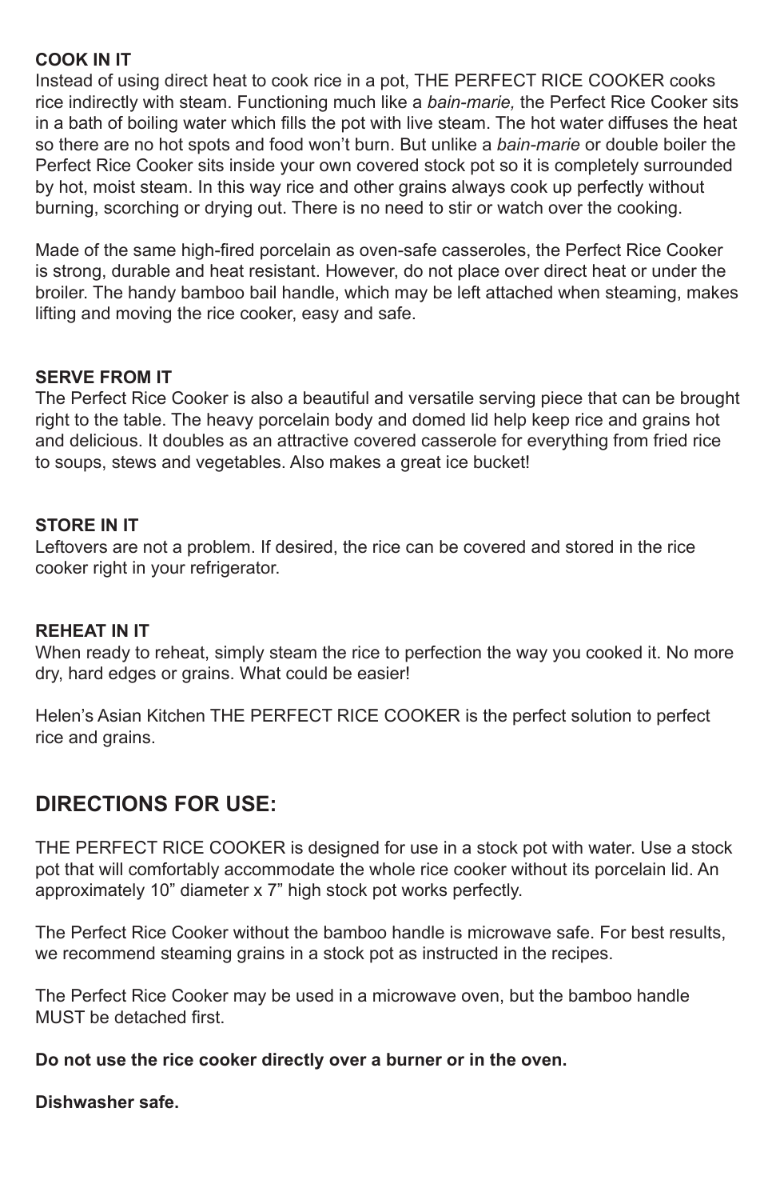**COOK IN IT**

Instead of using direct heat to cook rice in a pot, THE PERFECT RICE COOKER cooks rice indirectly with steam. Functioning much like a *bain-marie,* the Perfect Rice Cooker sits in a bath of boiling water which fills the pot with live steam. The hot water diffuses the heat so there are no hot spots and food won't burn. But unlike a *bain-marie* or double boiler the Perfect Rice Cooker sits inside your own covered stock pot so it is completely surrounded by hot, moist steam. In this way rice and other grains always cook up perfectly without burning, scorching or drying out. There is no need to stir or watch over the cooking.

Made of the same high-fired porcelain as oven-safe casseroles, the Perfect Rice Cooker is strong, durable and heat resistant. However, do not place over direct heat or under the broiler. The handy bamboo bail handle, which may be left attached when steaming, makes lifting and moving the rice cooker, easy and safe.

**SERVE FROM IT**

The Perfect Rice Cooker is also a beautiful and versatile serving piece that can be brought right to the table. The heavy porcelain body and domed lid help keep rice and grains hot and delicious. It doubles as an attractive covered casserole for everything from fried rice to soups, stews and vegetables. Also makes a great ice bucket!

**STORE IN IT**

Leftovers are not a problem. If desired, the rice can be covered and stored in the rice cooker right in your refrigerator.

**REHEAT IN IT**

When ready to reheat, simply steam the rice to perfection the way you cooked it. No more dry, hard edges or grains. What could be easier!

Helen's Asian Kitchen THE PERFECT RICE COOKER is the perfect solution to perfect rice and grains.

## DIRECTIONS FOR USE:

THE PERFECT RICE COOKER is designed for use in a stock pot with water. Use a stock pot that will comfortably accommodate the whole rice cooker without its porcelain lid. An approximately 10" diameter x 7" high stock pot works perfectly.

The Perfect Rice Cooker without the bamboo handle is microwave safe. For best results, we recommend steaming grains in a stock pot as instructed in the recipes.

The Perfect Rice Cooker may be used in a microwave oven, but the bamboo handle MUST be detached first.

**Do not use the rice cooker directly over a burner or in the oven.**

**Dishwasher safe.**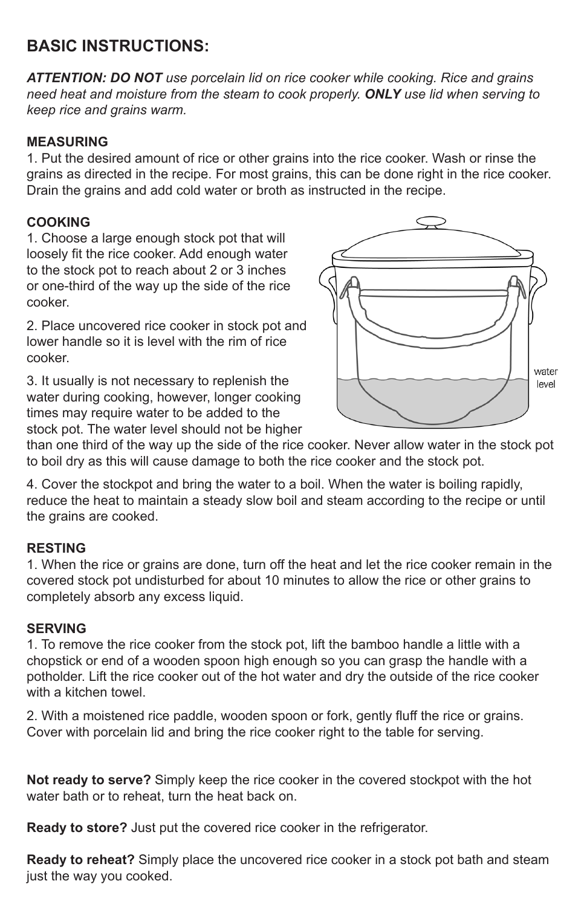## BASIC INSTRUCTIONS:

***ATTENTION: DO NOT** use porcelain lid on rice cooker while cooking. Rice and grains need heat and moisture from the steam to cook properly. **ONLY** use lid when serving to keep rice and grains warm.*

**MEASURING**

1. Put the desired amount of rice or other grains into the rice cooker. Wash or rinse the grains as directed in the recipe. For most grains, this can be done right in the rice cooker. Drain the grains and add cold water or broth as instructed in the recipe.

**COOKING**

1. Choose a large enough stock pot that will loosely fit the rice cooker. Add enough water to the stock pot to reach about 2 or 3 inches or one-third of the way up the side of the rice cooker.

2. Place uncovered rice cooker in stock pot and lower handle so it is level with the rim of rice cooker.

3. It usually is not necessary to replenish the water during cooking, however, longer cooking times may require water to be added to the stock pot. The water level should not be higher than one third of the way up the side of the rice cooker. Never allow water in the stock pot to boil dry as this will cause damage to both the rice cooker and the stock pot.

4. Cover the stockpot and bring the water to a boil. When the water is boiling rapidly, reduce the heat to maintain a steady slow boil and steam according to the recipe or until the grains are cooked.

water level

**RESTING**

1. When the rice or grains are done, turn off the heat and let the rice cooker remain in the covered stock pot undisturbed for about 10 minutes to allow the rice or other grains to completely absorb any excess liquid.

**SERVING**

1. To remove the rice cooker from the stock pot, lift the bamboo handle a little with a chopstick or end of a wooden spoon high enough so you can grasp the handle with a potholder. Lift the rice cooker out of the hot water and dry the outside of the rice cooker with a kitchen towel.

2. With a moistened rice paddle, wooden spoon or fork, gently fluff the rice or grains. Cover with porcelain lid and bring the rice cooker right to the table for serving.

**Not ready to serve?** Simply keep the rice cooker in the covered stockpot with the hot water bath or to reheat, turn the heat back on.

**Ready to store?** Just put the covered rice cooker in the refrigerator.

**Ready to reheat?** Simply place the uncovered rice cooker in a stock pot bath and steam just the way you cooked.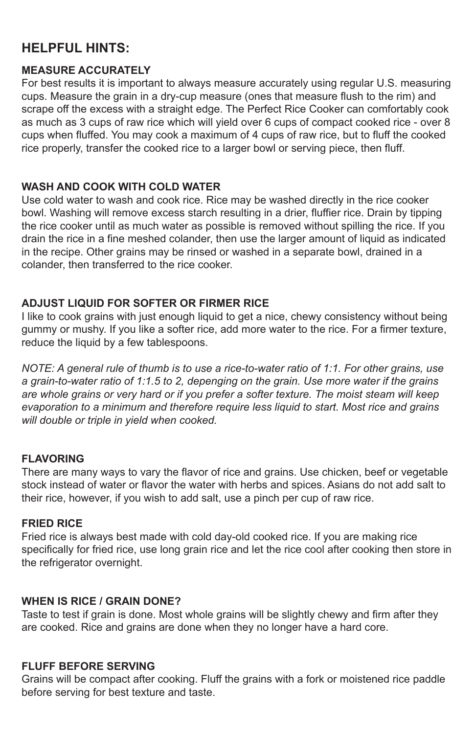## HELPFUL HINTS:

### MEASURE ACCURATELY

For best results it is important to always measure accurately using regular U.S. measuring cups. Measure the grain in a dry-cup measure (ones that measure flush to the rim) and scrape off the excess with a straight edge. The Perfect Rice Cooker can comfortably cook as much as 3 cups of raw rice which will yield over 6 cups of compact cooked rice - over 8 cups when fluffed. You may cook a maximum of 4 cups of raw rice, but to fluff the cooked rice properly, transfer the cooked rice to a larger bowl or serving piece, then fluff.

### WASH AND COOK WITH COLD WATER

Use cold water to wash and cook rice. Rice may be washed directly in the rice cooker bowl. Washing will remove excess starch resulting in a drier, fluffier rice. Drain by tipping the rice cooker until as much water as possible is removed without spilling the rice. If you drain the rice in a fine meshed colander, then use the larger amount of liquid as indicated in the recipe. Other grains may be rinsed or washed in a separate bowl, drained in a colander, then transferred to the rice cooker.

### ADJUST LIQUID FOR SOFTER OR FIRMER RICE

I like to cook grains with just enough liquid to get a nice, chewy consistency without being gummy or mushy. If you like a softer rice, add more water to the rice. For a firmer texture, reduce the liquid by a few tablespoons.

*NOTE: A general rule of thumb is to use a rice-to-water ratio of 1:1. For other grains, use a grain-to-water ratio of 1:1.5 to 2, depenging on the grain. Use more water if the grains are whole grains or very hard or if you prefer a softer texture. The moist steam will keep evaporation to a minimum and therefore require less liquid to start. Most rice and grains will double or triple in yield when cooked.*

### FLAVORING

There are many ways to vary the flavor of rice and grains. Use chicken, beef or vegetable stock instead of water or flavor the water with herbs and spices. Asians do not add salt to their rice, however, if you wish to add salt, use a pinch per cup of raw rice.

### FRIED RICE

Fried rice is always best made with cold day-old cooked rice. If you are making rice specifically for fried rice, use long grain rice and let the rice cool after cooking then store in the refrigerator overnight.

### WHEN IS RICE / GRAIN DONE?

Taste to test if grain is done. Most whole grains will be slightly chewy and firm after they are cooked. Rice and grains are done when they no longer have a hard core.

### FLUFF BEFORE SERVING

Grains will be compact after cooking. Fluff the grains with a fork or moistened rice paddle before serving for best texture and taste.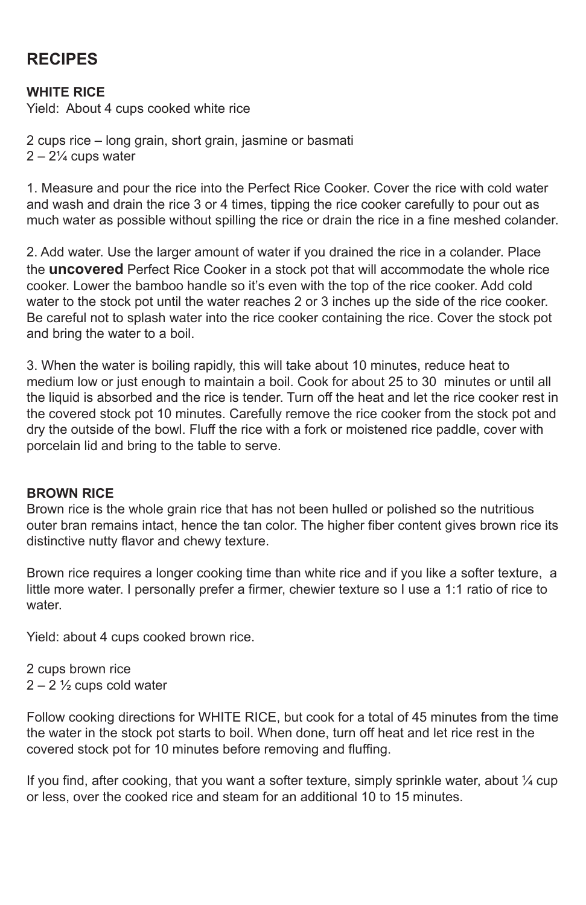# RECIPES

## WHITE RICE

Yield:  About 4 cups cooked white rice

2 cups rice – long grain, short grain, jasmine or basmati
2 – 2¼ cups water

1. Measure and pour the rice into the Perfect Rice Cooker. Cover the rice with cold water and wash and drain the rice 3 or 4 times, tipping the rice cooker carefully to pour out as much water as possible without spilling the rice or drain the rice in a fine meshed colander.

2. Add water. Use the larger amount of water if you drained the rice in a colander. Place the **uncovered** Perfect Rice Cooker in a stock pot that will accommodate the whole rice cooker. Lower the bamboo handle so it's even with the top of the rice cooker. Add cold water to the stock pot until the water reaches 2 or 3 inches up the side of the rice cooker. Be careful not to splash water into the rice cooker containing the rice. Cover the stock pot and bring the water to a boil.

3. When the water is boiling rapidly, this will take about 10 minutes, reduce heat to medium low or just enough to maintain a boil. Cook for about 25 to 30  minutes or until all the liquid is absorbed and the rice is tender. Turn off the heat and let the rice cooker rest in the covered stock pot 10 minutes. Carefully remove the rice cooker from the stock pot and dry the outside of the bowl. Fluff the rice with a fork or moistened rice paddle, cover with porcelain lid and bring to the table to serve.

## BROWN RICE

Brown rice is the whole grain rice that has not been hulled or polished so the nutritious outer bran remains intact, hence the tan color. The higher fiber content gives brown rice its distinctive nutty flavor and chewy texture.

Brown rice requires a longer cooking time than white rice and if you like a softer texture,  a little more water. I personally prefer a firmer, chewier texture so I use a 1:1 ratio of rice to water.

Yield: about 4 cups cooked brown rice.

2 cups brown rice
2 – 2 ½ cups cold water

Follow cooking directions for WHITE RICE, but cook for a total of 45 minutes from the time the water in the stock pot starts to boil. When done, turn off heat and let rice rest in the covered stock pot for 10 minutes before removing and fluffing.

If you find, after cooking, that you want a softer texture, simply sprinkle water, about ¼ cup or less, over the cooked rice and steam for an additional 10 to 15 minutes.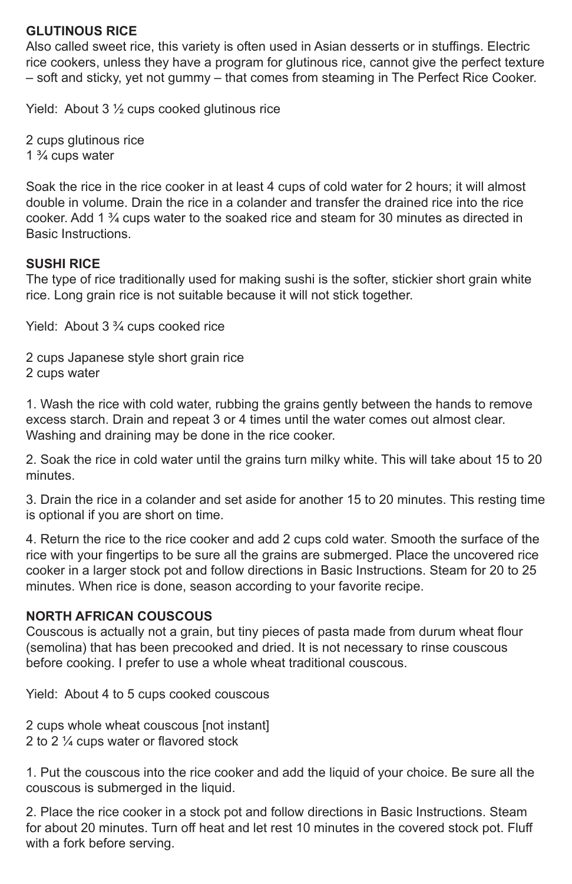## GLUTINOUS RICE

Also called sweet rice, this variety is often used in Asian desserts or in stuffings. Electric rice cookers, unless they have a program for glutinous rice, cannot give the perfect texture – soft and sticky, yet not gummy – that comes from steaming in The Perfect Rice Cooker.

Yield: About 3 ½ cups cooked glutinous rice

2 cups glutinous rice
1 ¾ cups water

Soak the rice in the rice cooker in at least 4 cups of cold water for 2 hours; it will almost double in volume. Drain the rice in a colander and transfer the drained rice into the rice cooker. Add 1 ¾ cups water to the soaked rice and steam for 30 minutes as directed in Basic Instructions.

## SUSHI RICE

The type of rice traditionally used for making sushi is the softer, stickier short grain white rice. Long grain rice is not suitable because it will not stick together.

Yield: About 3 ¾ cups cooked rice

2 cups Japanese style short grain rice
2 cups water

1. Wash the rice with cold water, rubbing the grains gently between the hands to remove excess starch. Drain and repeat 3 or 4 times until the water comes out almost clear. Washing and draining may be done in the rice cooker.

2. Soak the rice in cold water until the grains turn milky white. This will take about 15 to 20 minutes.

3. Drain the rice in a colander and set aside for another 15 to 20 minutes. This resting time is optional if you are short on time.

4. Return the rice to the rice cooker and add 2 cups cold water. Smooth the surface of the rice with your fingertips to be sure all the grains are submerged. Place the uncovered rice cooker in a larger stock pot and follow directions in Basic Instructions. Steam for 20 to 25 minutes. When rice is done, season according to your favorite recipe.

## NORTH AFRICAN COUSCOUS

Couscous is actually not a grain, but tiny pieces of pasta made from durum wheat flour (semolina) that has been precooked and dried. It is not necessary to rinse couscous before cooking. I prefer to use a whole wheat traditional couscous.

Yield: About 4 to 5 cups cooked couscous

2 cups whole wheat couscous [not instant]
2 to 2 ¼ cups water or flavored stock

1. Put the couscous into the rice cooker and add the liquid of your choice. Be sure all the couscous is submerged in the liquid.

2. Place the rice cooker in a stock pot and follow directions in Basic Instructions. Steam for about 20 minutes. Turn off heat and let rest 10 minutes in the covered stock pot. Fluff with a fork before serving.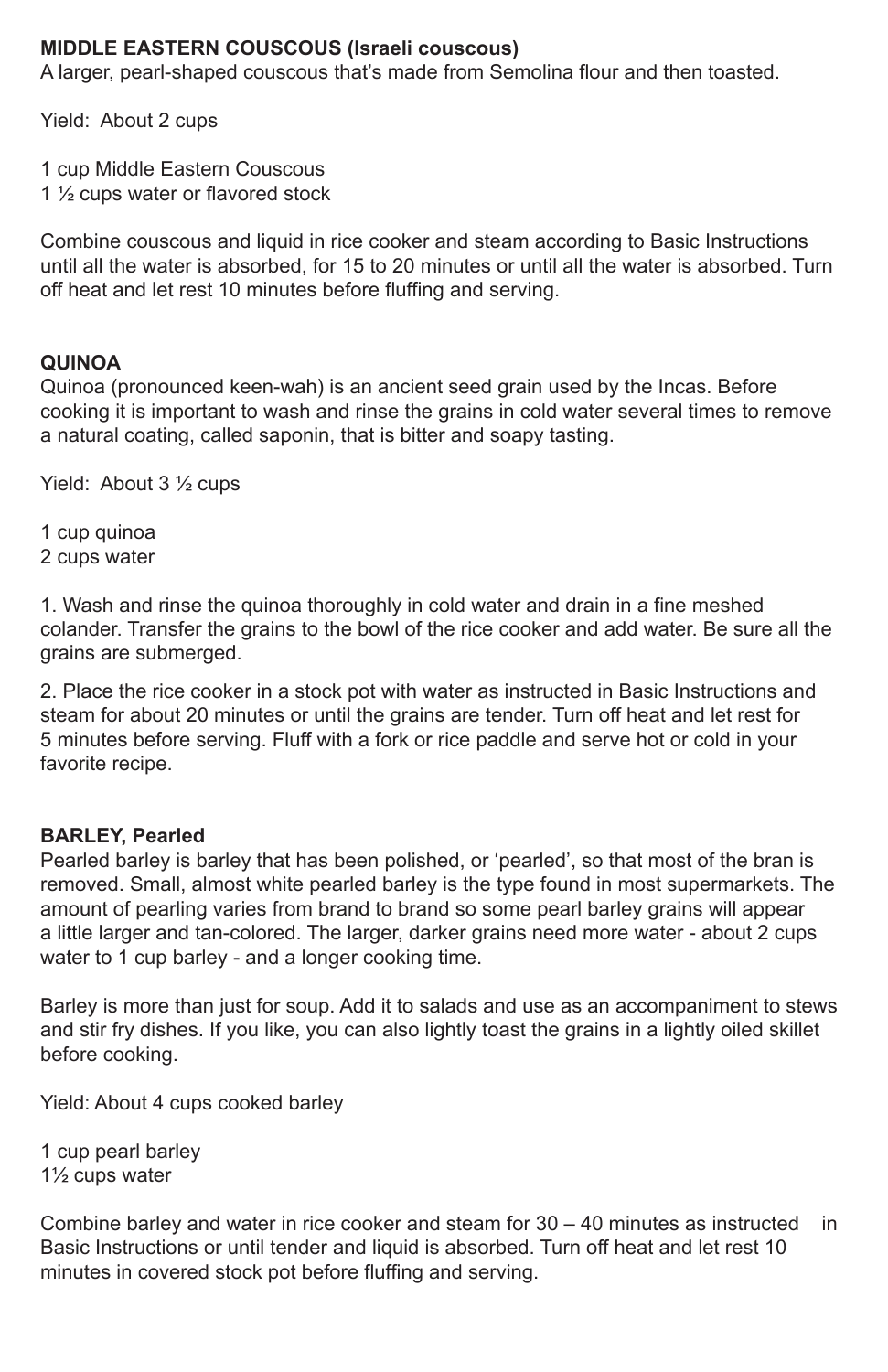**MIDDLE EASTERN COUSCOUS (Israeli couscous)**
A larger, pearl-shaped couscous that's made from Semolina flour and then toasted.

Yield: About 2 cups

1 cup Middle Eastern Couscous
1 ½ cups water or flavored stock

Combine couscous and liquid in rice cooker and steam according to Basic Instructions until all the water is absorbed, for 15 to 20 minutes or until all the water is absorbed. Turn off heat and let rest 10 minutes before fluffing and serving.

**QUINOA**
Quinoa (pronounced keen-wah) is an ancient seed grain used by the Incas. Before cooking it is important to wash and rinse the grains in cold water several times to remove a natural coating, called saponin, that is bitter and soapy tasting.

Yield: About 3 ½ cups

1 cup quinoa
2 cups water

1. Wash and rinse the quinoa thoroughly in cold water and drain in a fine meshed colander. Transfer the grains to the bowl of the rice cooker and add water. Be sure all the grains are submerged.

2. Place the rice cooker in a stock pot with water as instructed in Basic Instructions and steam for about 20 minutes or until the grains are tender. Turn off heat and let rest for 5 minutes before serving. Fluff with a fork or rice paddle and serve hot or cold in your favorite recipe.

**BARLEY, Pearled**
Pearled barley is barley that has been polished, or 'pearled', so that most of the bran is removed. Small, almost white pearled barley is the type found in most supermarkets. The amount of pearling varies from brand to brand so some pearl barley grains will appear a little larger and tan-colored. The larger, darker grains need more water - about 2 cups water to 1 cup barley - and a longer cooking time.

Barley is more than just for soup. Add it to salads and use as an accompaniment to stews and stir fry dishes. If you like, you can also lightly toast the grains in a lightly oiled skillet before cooking.

Yield: About 4 cups cooked barley

1 cup pearl barley
1½ cups water

Combine barley and water in rice cooker and steam for 30 – 40 minutes as instructed in Basic Instructions or until tender and liquid is absorbed. Turn off heat and let rest 10 minutes in covered stock pot before fluffing and serving.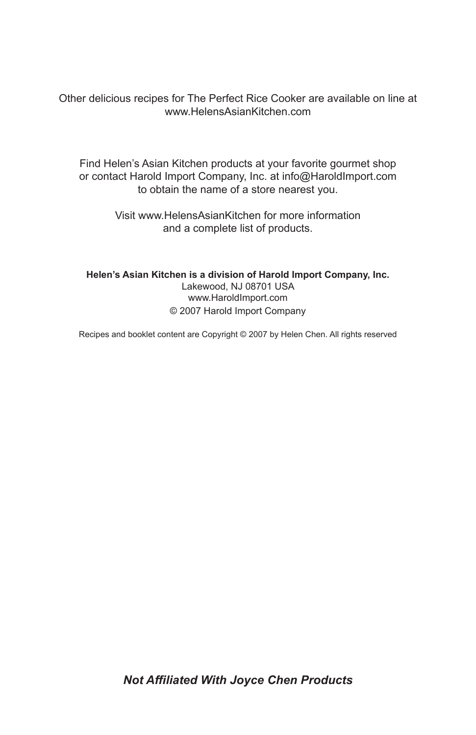Other delicious recipes for The Perfect Rice Cooker are available on line at www.HelensAsianKitchen.com

Find Helen's Asian Kitchen products at your favorite gourmet shop or contact Harold Import Company, Inc. at info@HaroldImport.com to obtain the name of a store nearest you.

Visit www.HelensAsianKitchen for more information and a complete list of products.

**Helen's Asian Kitchen is a division of Harold Import Company, Inc.**
Lakewood, NJ 08701 USA
www.HaroldImport.com
© 2007 Harold Import Company

Recipes and booklet content are Copyright © 2007 by Helen Chen. All rights reserved

***Not Affiliated With Joyce Chen Products***